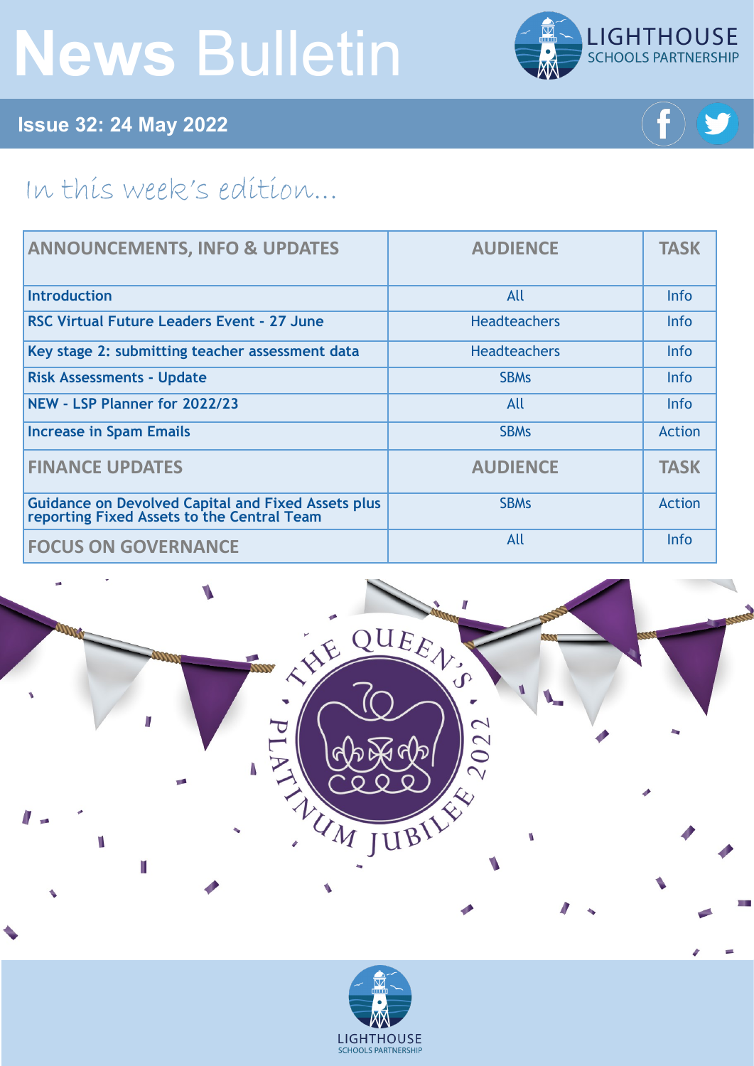# News Bulletin

LIGHTHOUSE SCHOOLS PARTNERSHIP

**Issue 32: 24 May 2022**

## In this week's edition...

| ANNOUNCEMENTS, INFO & UPDATES | AUDIENCE | TASK |
|---|---|---|
| Introduction | All | Info |
| RSC Virtual Future Leaders Event - 27 June | Headteachers | Info |
| Key stage 2: submitting teacher assessment data | Headteachers | Info |
| Risk Assessments - Update | SBMs | Info |
| NEW - LSP Planner for 2022/23 | All | Info |
| Increase in Spam Emails | SBMs | Action |
| **FINANCE UPDATES** | **AUDIENCE** | **TASK** |
| Guidance on Devolved Capital and Fixed Assets plus reporting Fixed Assets to the Central Team | SBMs | Action |
| **FOCUS ON GOVERNANCE** | All | Info |

THE QUEEN'S PLATINUM JUBILEE 2022

LIGHTHOUSE SCHOOLS PARTNERSHIP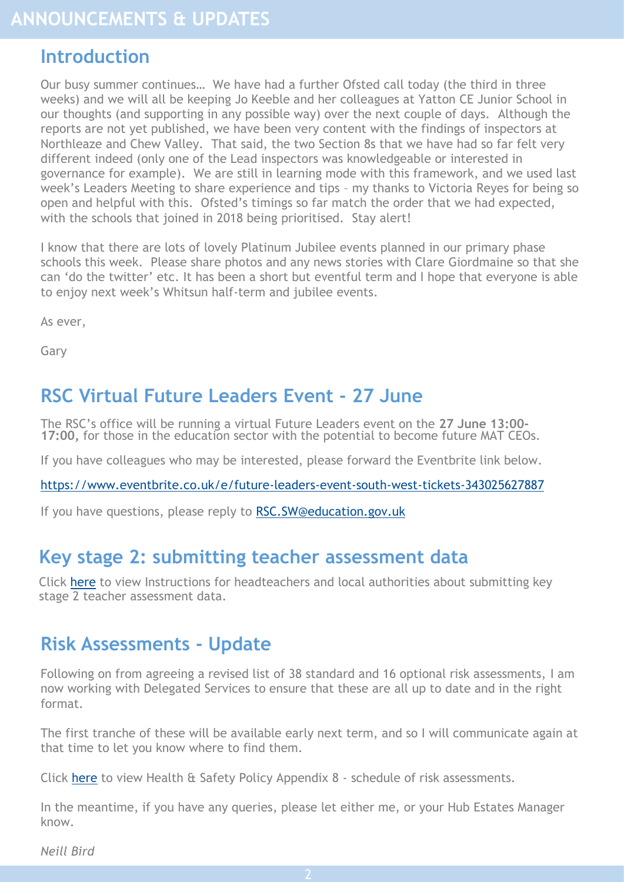# ANNOUNCEMENTS & UPDATES

## Introduction

Our busy summer continues… We have had a further Ofsted call today (the third in three weeks) and we will all be keeping Jo Keeble and her colleagues at Yatton CE Junior School in our thoughts (and supporting in any possible way) over the next couple of days. Although the reports are not yet published, we have been very content with the findings of inspectors at Northleaze and Chew Valley. That said, the two Section 8s that we have had so far felt very different indeed (only one of the Lead inspectors was knowledgeable or interested in governance for example). We are still in learning mode with this framework, and we used last week's Leaders Meeting to share experience and tips – my thanks to Victoria Reyes for being so open and helpful with this. Ofsted's timings so far match the order that we had expected, with the schools that joined in 2018 being prioritised. Stay alert!

I know that there are lots of lovely Platinum Jubilee events planned in our primary phase schools this week. Please share photos and any news stories with Clare Giordmaine so that she can 'do the twitter' etc. It has been a short but eventful term and I hope that everyone is able to enjoy next week's Whitsun half-term and jubilee events.

As ever,

Gary

## RSC Virtual Future Leaders Event - 27 June

The RSC's office will be running a virtual Future Leaders event on the **27 June 13:00-17:00,** for those in the education sector with the potential to become future MAT CEOs.

If you have colleagues who may be interested, please forward the Eventbrite link below.

https://www.eventbrite.co.uk/e/future-leaders-event-south-west-tickets-343025627887

If you have questions, please reply to RSC.SW@education.gov.uk

## Key stage 2: submitting teacher assessment data

Click here to view Instructions for headteachers and local authorities about submitting key stage 2 teacher assessment data.

## Risk Assessments - Update

Following on from agreeing a revised list of 38 standard and 16 optional risk assessments, I am now working with Delegated Services to ensure that these are all up to date and in the right format.

The first tranche of these will be available early next term, and so I will communicate again at that time to let you know where to find them.

Click here to view Health & Safety Policy Appendix 8 - schedule of risk assessments.

In the meantime, if you have any queries, please let either me, or your Hub Estates Manager know.

*Neill Bird*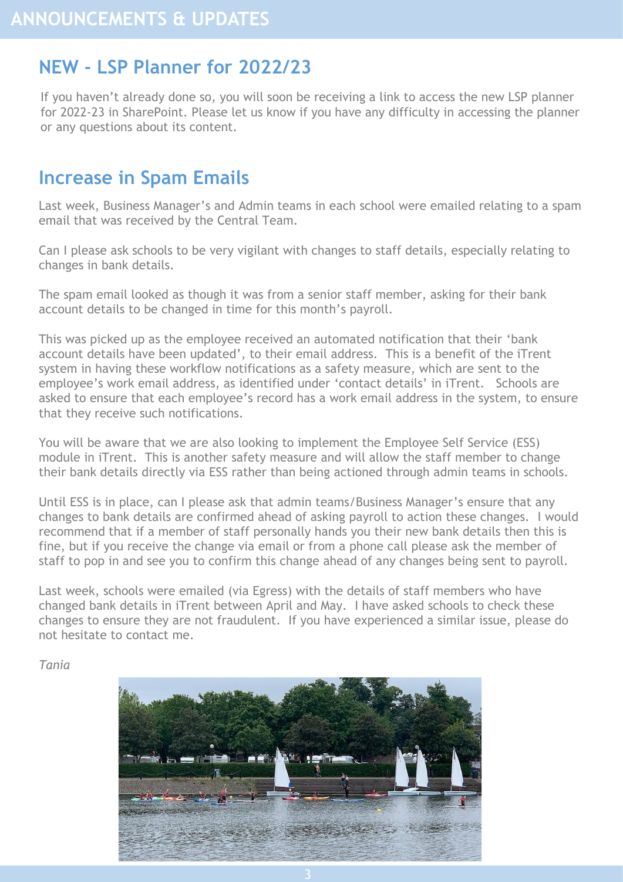# ANNOUNCEMENTS & UPDATES

## NEW - LSP Planner for 2022/23

If you haven't already done so, you will soon be receiving a link to access the new LSP planner for 2022-23 in SharePoint. Please let us know if you have any difficulty in accessing the planner or any questions about its content.

## Increase in Spam Emails

Last week, Business Manager's and Admin teams in each school were emailed relating to a spam email that was received by the Central Team.

Can I please ask schools to be very vigilant with changes to staff details, especially relating to changes in bank details.

The spam email looked as though it was from a senior staff member, asking for their bank account details to be changed in time for this month's payroll.

This was picked up as the employee received an automated notification that their 'bank account details have been updated', to their email address. This is a benefit of the iTrent system in having these workflow notifications as a safety measure, which are sent to the employee's work email address, as identified under 'contact details' in iTrent. Schools are asked to ensure that each employee's record has a work email address in the system, to ensure that they receive such notifications.

You will be aware that we are also looking to implement the Employee Self Service (ESS) module in iTrent. This is another safety measure and will allow the staff member to change their bank details directly via ESS rather than being actioned through admin teams in schools.

Until ESS is in place, can I please ask that admin teams/Business Manager's ensure that any changes to bank details are confirmed ahead of asking payroll to action these changes. I would recommend that if a member of staff personally hands you their new bank details then this is fine, but if you receive the change via email or from a phone call please ask the member of staff to pop in and see you to confirm this change ahead of any changes being sent to payroll.

Last week, schools were emailed (via Egress) with the details of staff members who have changed bank details in iTrent between April and May. I have asked schools to check these changes to ensure they are not fraudulent. If you have experienced a similar issue, please do not hesitate to contact me.

*Tania*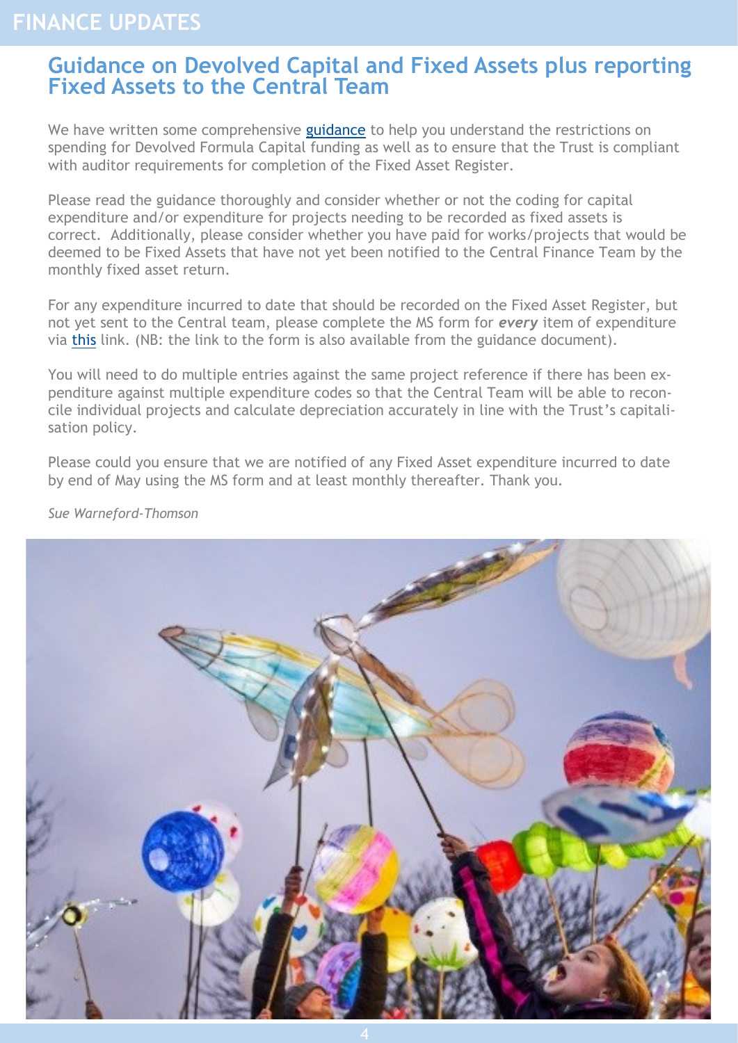# FINANCE UPDATES

## Guidance on Devolved Capital and Fixed Assets plus reporting Fixed Assets to the Central Team

We have written some comprehensive guidance to help you understand the restrictions on spending for Devolved Formula Capital funding as well as to ensure that the Trust is compliant with auditor requirements for completion of the Fixed Asset Register.

Please read the guidance thoroughly and consider whether or not the coding for capital expenditure and/or expenditure for projects needing to be recorded as fixed assets is correct. Additionally, please consider whether you have paid for works/projects that would be deemed to be Fixed Assets that have not yet been notified to the Central Finance Team by the monthly fixed asset return.

For any expenditure incurred to date that should be recorded on the Fixed Asset Register, but not yet sent to the Central team, please complete the MS form for ***every*** item of expenditure via this link. (NB: the link to the form is also available from the guidance document).

You will need to do multiple entries against the same project reference if there has been expenditure against multiple expenditure codes so that the Central Team will be able to reconcile individual projects and calculate depreciation accurately in line with the Trust's capitalisation policy.

Please could you ensure that we are notified of any Fixed Asset expenditure incurred to date by end of May using the MS form and at least monthly thereafter. Thank you.

*Sue Warneford-Thomson*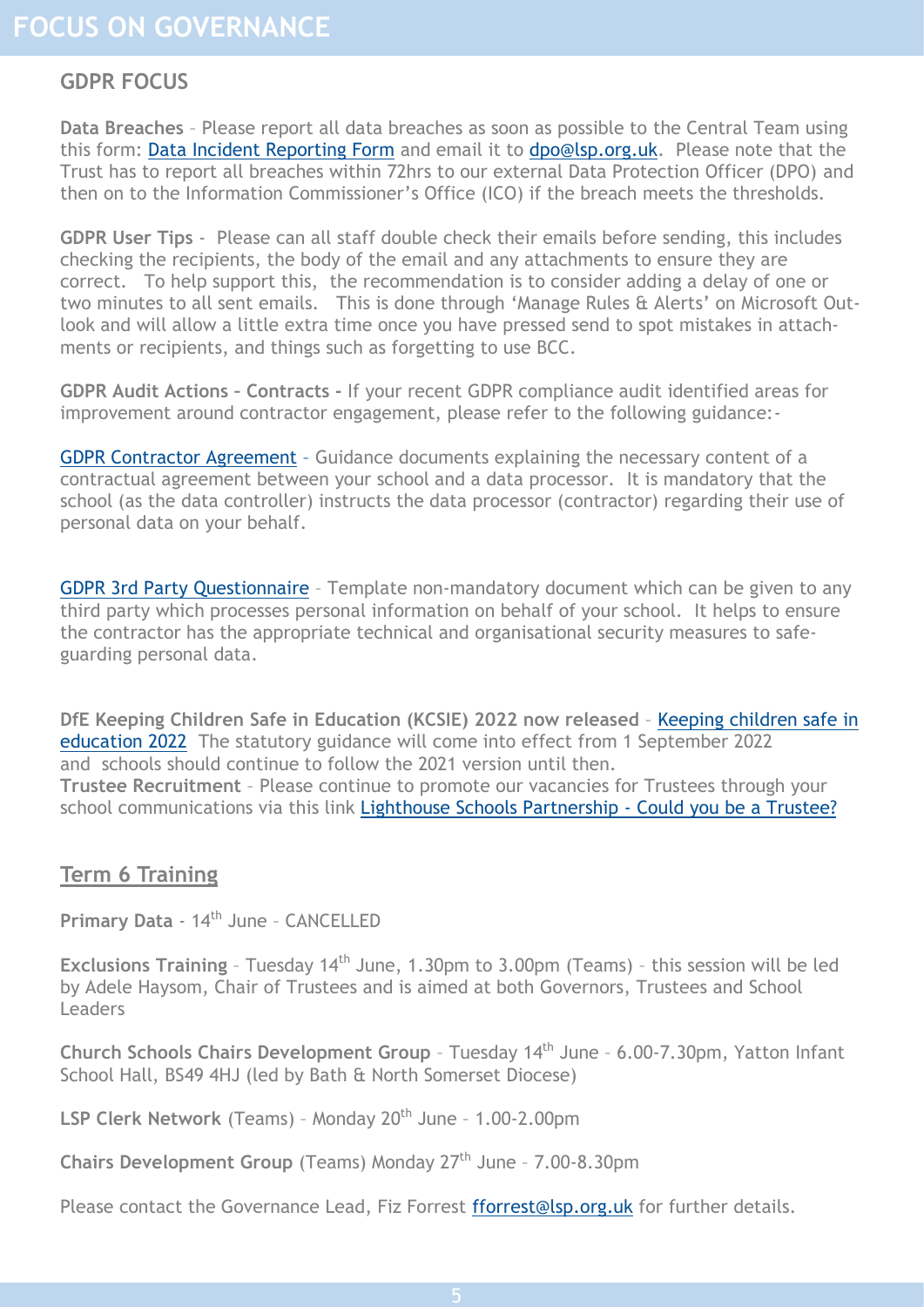# FOCUS ON GOVERNANCE

## GDPR FOCUS

**Data Breaches** – Please report all data breaches as soon as possible to the Central Team using this form: Data Incident Reporting Form and email it to dpo@lsp.org.uk. Please note that the Trust has to report all breaches within 72hrs to our external Data Protection Officer (DPO) and then on to the Information Commissioner's Office (ICO) if the breach meets the thresholds.

**GDPR User Tips** - Please can all staff double check their emails before sending, this includes checking the recipients, the body of the email and any attachments to ensure they are correct. To help support this, the recommendation is to consider adding a delay of one or two minutes to all sent emails. This is done through 'Manage Rules & Alerts' on Microsoft Outlook and will allow a little extra time once you have pressed send to spot mistakes in attachments or recipients, and things such as forgetting to use BCC.

**GDPR Audit Actions – Contracts -** If your recent GDPR compliance audit identified areas for improvement around contractor engagement, please refer to the following guidance:-

GDPR Contractor Agreement – Guidance documents explaining the necessary content of a contractual agreement between your school and a data processor. It is mandatory that the school (as the data controller) instructs the data processor (contractor) regarding their use of personal data on your behalf.

GDPR 3rd Party Questionnaire – Template non-mandatory document which can be given to any third party which processes personal information on behalf of your school. It helps to ensure the contractor has the appropriate technical and organisational security measures to safeguarding personal data.

**DfE Keeping Children Safe in Education (KCSIE) 2022 now released** – Keeping children safe in education 2022 The statutory guidance will come into effect from 1 September 2022 and schools should continue to follow the 2021 version until then.

**Trustee Recruitment** – Please continue to promote our vacancies for Trustees through your school communications via this link Lighthouse Schools Partnership - Could you be a Trustee?

## Term 6 Training

**Primary Data** - 14th June – CANCELLED

**Exclusions Training** – Tuesday 14th June, 1.30pm to 3.00pm (Teams) – this session will be led by Adele Haysom, Chair of Trustees and is aimed at both Governors, Trustees and School Leaders

**Church Schools Chairs Development Group** – Tuesday 14th June – 6.00-7.30pm, Yatton Infant School Hall, BS49 4HJ (led by Bath & North Somerset Diocese)

**LSP Clerk Network** (Teams) – Monday 20th June – 1.00-2.00pm

**Chairs Development Group** (Teams) Monday 27th June – 7.00-8.30pm

Please contact the Governance Lead, Fiz Forrest fforrest@lsp.org.uk for further details.